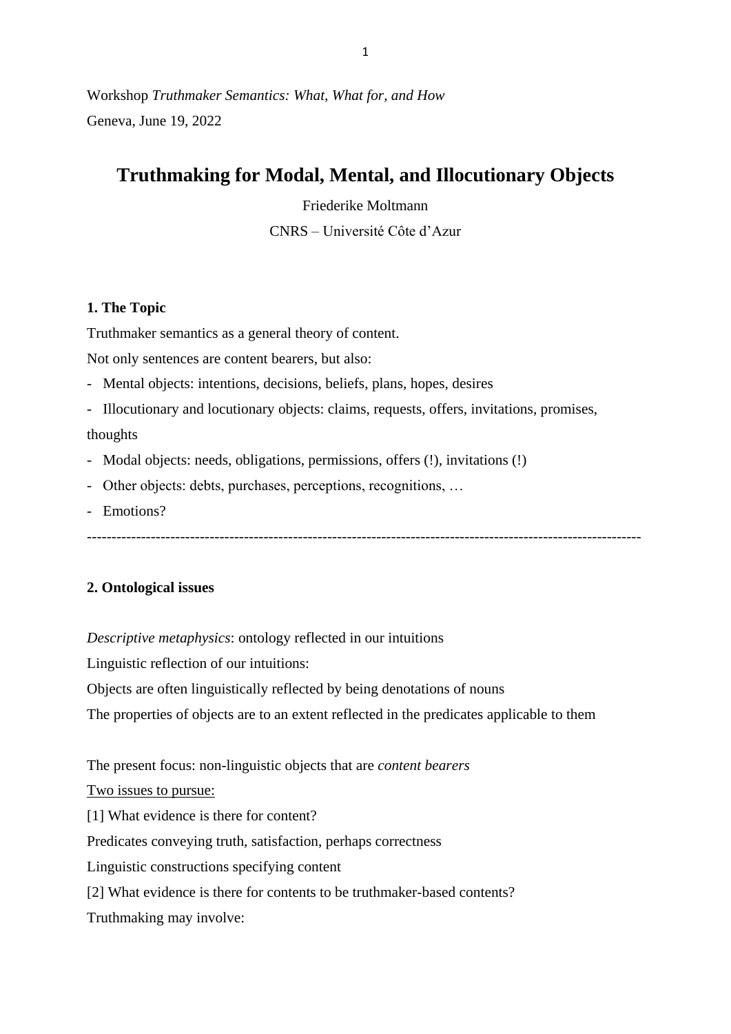Workshop *Truthmaker Semantics: What, What for, and How*

Geneva, June 19, 2022

# Truthmaking for Modal, Mental, and Illocutionary Objects

Friederike Moltmann

CNRS – Université Côte d'Azur

## 1. The Topic

Truthmaker semantics as a general theory of content.

Not only sentences are content bearers, but also:

- Mental objects: intentions, decisions, beliefs, plans, hopes, desires
- Illocutionary and locutionary objects: claims, requests, offers, invitations, promises, thoughts
- Modal objects: needs, obligations, permissions, offers (!), invitations (!)
- Other objects: debts, purchases, perceptions, recognitions, …
- Emotions?

---

## 2. Ontological issues

*Descriptive metaphysics*: ontology reflected in our intuitions

Linguistic reflection of our intuitions:

Objects are often linguistically reflected by being denotations of nouns

The properties of objects are to an extent reflected in the predicates applicable to them

The present focus: non-linguistic objects that are *content bearers*

<u>Two issues to pursue:</u>

[1] What evidence is there for content?

Predicates conveying truth, satisfaction, perhaps correctness

Linguistic constructions specifying content

[2] What evidence is there for contents to be truthmaker-based contents?

Truthmaking may involve: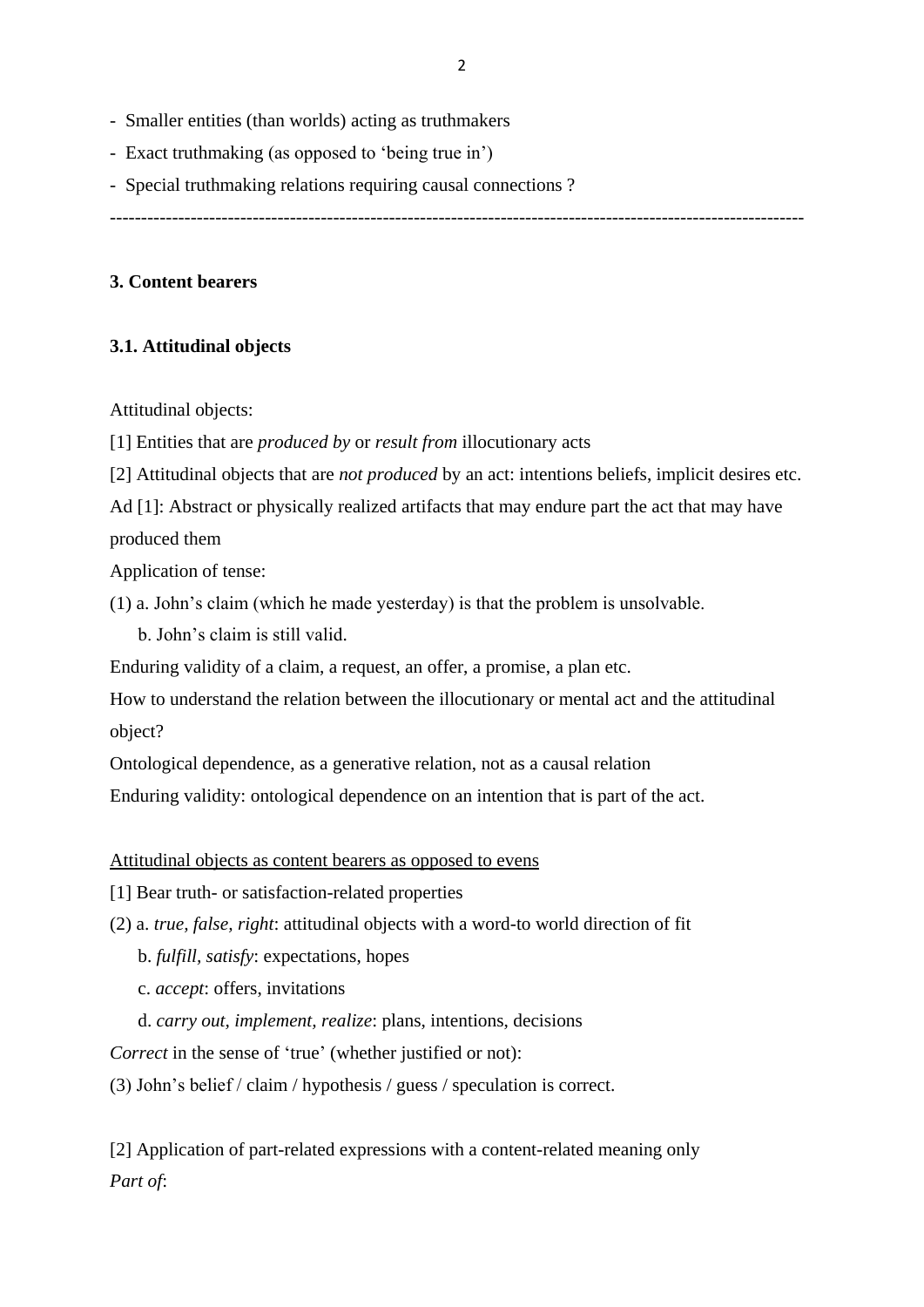- Smaller entities (than worlds) acting as truthmakers
- Exact truthmaking (as opposed to 'being true in')
- Special truthmaking relations requiring causal connections ?

---

### 3. Content bearers

#### 3.1. Attitudinal objects

Attitudinal objects:

[1] Entities that are *produced by* or *result from* illocutionary acts

[2] Attitudinal objects that are *not produced* by an act: intentions beliefs, implicit desires etc.

Ad [1]: Abstract or physically realized artifacts that may endure part the act that may have produced them

Application of tense:

(1) a. John's claim (which he made yesterday) is that the problem is unsolvable.

b. John's claim is still valid.

Enduring validity of a claim, a request, an offer, a promise, a plan etc.

How to understand the relation between the illocutionary or mental act and the attitudinal object?

Ontological dependence, as a generative relation, not as a causal relation

Enduring validity: ontological dependence on an intention that is part of the act.

<u>Attitudinal objects as content bearers as opposed to evens</u>

[1] Bear truth- or satisfaction-related properties

(2) a. *true, false, right*: attitudinal objects with a word-to world direction of fit

b. *fulfill, satisfy*: expectations, hopes

c. *accept*: offers, invitations

d. *carry out, implement, realize*: plans, intentions, decisions

*Correct* in the sense of 'true' (whether justified or not):

(3) John's belief / claim / hypothesis / guess / speculation is correct.

[2] Application of part-related expressions with a content-related meaning only

*Part of*: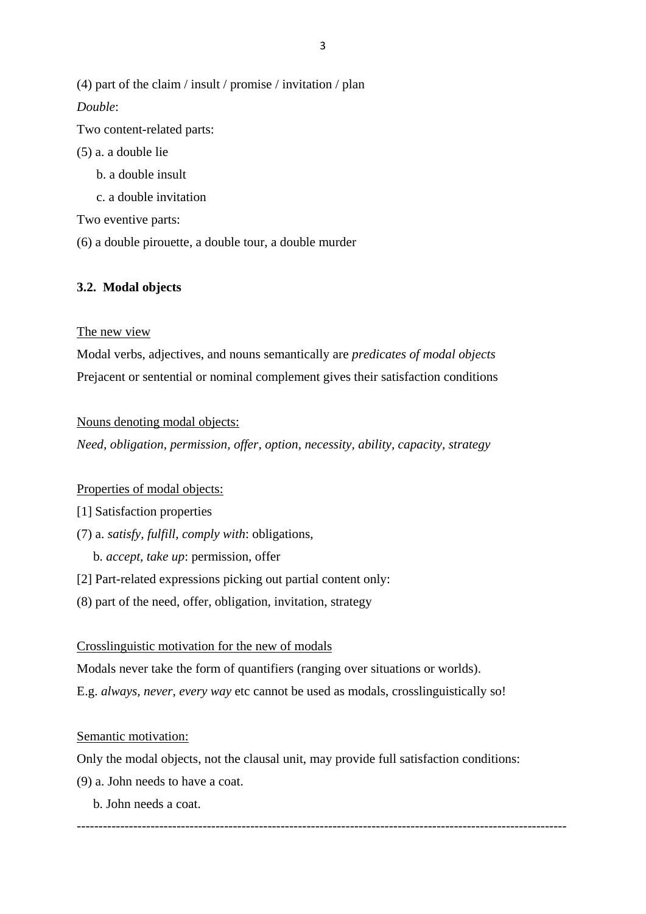(4) part of the claim / insult / promise / invitation / plan

*Double*:

Two content-related parts:

(5) a. a double lie

b. a double insult

c. a double invitation

Two eventive parts:

(6) a double pirouette, a double tour, a double murder

### 3.2. Modal objects

The new view

Modal verbs, adjectives, and nouns semantically are *predicates of modal objects*

Prejacent or sentential or nominal complement gives their satisfaction conditions

Nouns denoting modal objects:

*Need, obligation, permission, offer, option, necessity, ability, capacity, strategy*

Properties of modal objects:

[1] Satisfaction properties

(7) a. *satisfy, fulfill, comply with*: obligations,

b. *accept, take up*: permission, offer

[2] Part-related expressions picking out partial content only:

(8) part of the need, offer, obligation, invitation, strategy

Crosslinguistic motivation for the new of modals

Modals never take the form of quantifiers (ranging over situations or worlds).

E.g. *always, never, every way* etc cannot be used as modals, crosslinguistically so!

Semantic motivation:

Only the modal objects, not the clausal unit, may provide full satisfaction conditions:

(9) a. John needs to have a coat.

b. John needs a coat.

---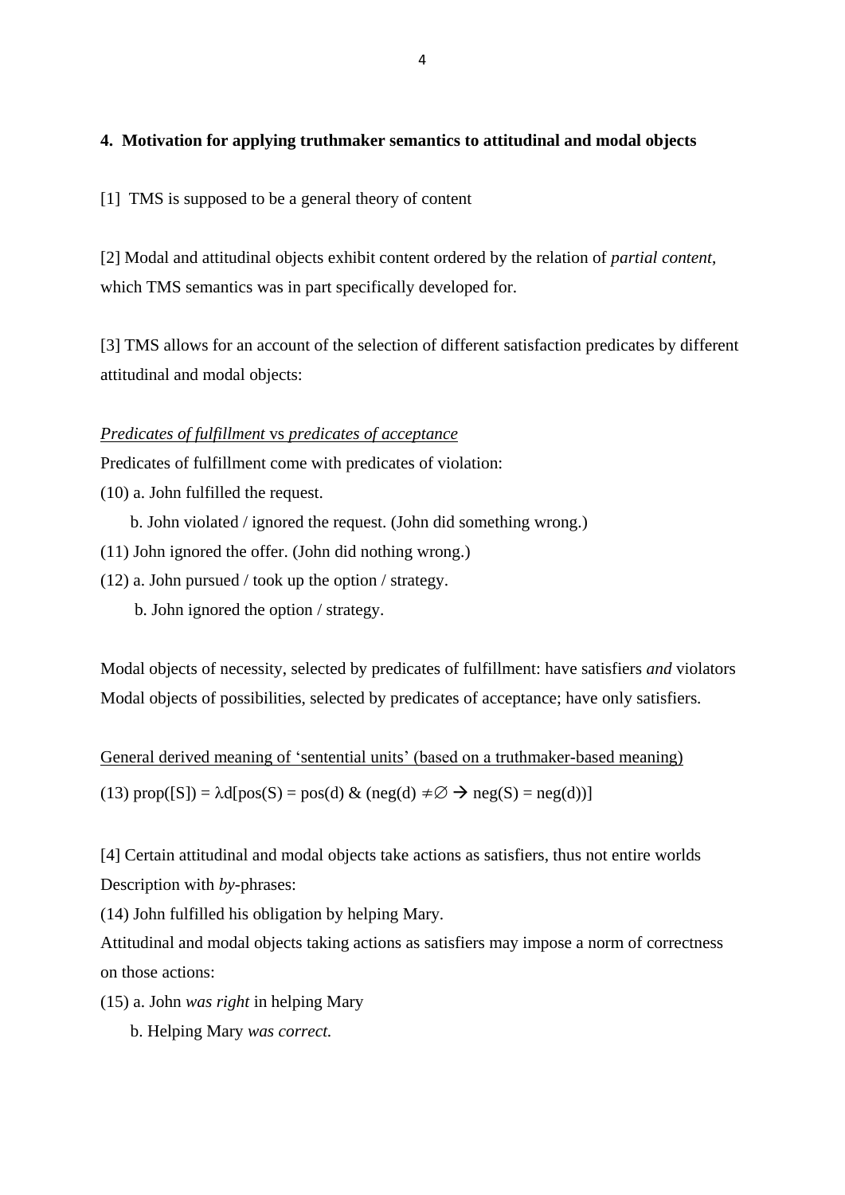## 4. Motivation for applying truthmaker semantics to attitudinal and modal objects

[1] TMS is supposed to be a general theory of content

[2] Modal and attitudinal objects exhibit content ordered by the relation of *partial content*, which TMS semantics was in part specifically developed for.

[3] TMS allows for an account of the selection of different satisfaction predicates by different attitudinal and modal objects:

<u>*Predicates of fulfillment* vs *predicates of acceptance*</u>

Predicates of fulfillment come with predicates of violation:

(10) a. John fulfilled the request.

b. John violated / ignored the request. (John did something wrong.)

(11) John ignored the offer. (John did nothing wrong.)

(12) a. John pursued / took up the option / strategy.

b. John ignored the option / strategy.

Modal objects of necessity, selected by predicates of fulfillment: have satisfiers *and* violators
Modal objects of possibilities, selected by predicates of acceptance; have only satisfiers.

<u>General derived meaning of 'sentential units' (based on a truthmaker-based meaning)</u>

(13) $\text{prop}([S]) = \lambda d[\text{pos}(S) = \text{pos}(d)\ \&\ (\text{neg}(d) \neq \varnothing \rightarrow \text{neg}(S) = \text{neg}(d))]$

[4] Certain attitudinal and modal objects take actions as satisfiers, thus not entire worlds
Description with *by*-phrases:

(14) John fulfilled his obligation by helping Mary.

Attitudinal and modal objects taking actions as satisfiers may impose a norm of correctness on those actions:

(15) a. John *was right* in helping Mary

b. Helping Mary *was correct.*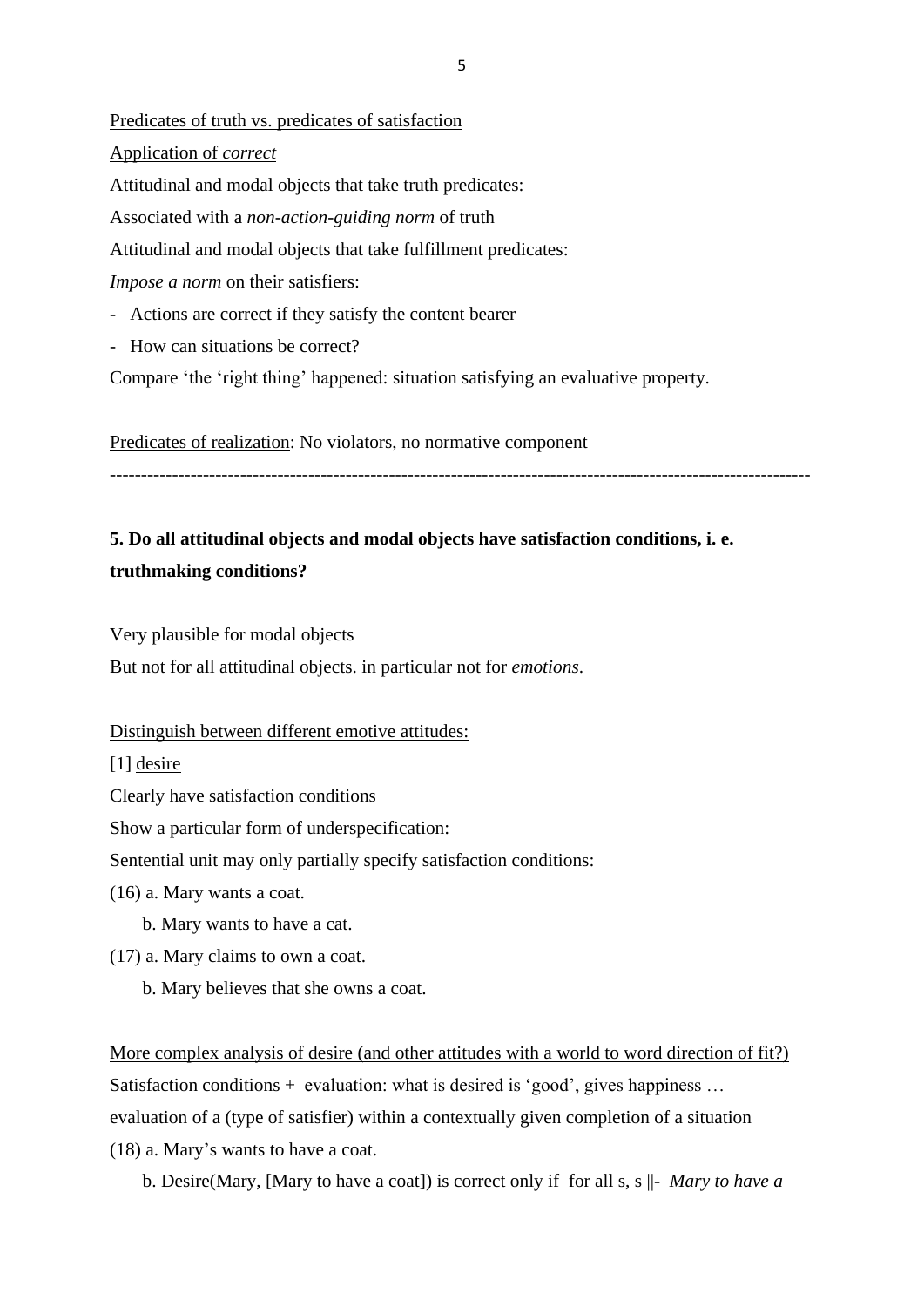Predicates of truth vs. predicates of satisfaction

Application of *correct*

Attitudinal and modal objects that take truth predicates:

Associated with a *non-action-guiding norm* of truth

Attitudinal and modal objects that take fulfillment predicates:

*Impose a norm* on their satisfiers:

- Actions are correct if they satisfy the content bearer
- How can situations be correct?

Compare 'the 'right thing' happened: situation satisfying an evaluative property.

Predicates of realization: No violators, no normative component

---

**5. Do all attitudinal objects and modal objects have satisfaction conditions, i. e. truthmaking conditions?**

Very plausible for modal objects

But not for all attitudinal objects. in particular not for *emotions*.

Distinguish between different emotive attitudes:

[1] desire

Clearly have satisfaction conditions

Show a particular form of underspecification:

Sentential unit may only partially specify satisfaction conditions:

(16) a. Mary wants a coat.

 b. Mary wants to have a cat.

(17) a. Mary claims to own a coat.

 b. Mary believes that she owns a coat.

More complex analysis of desire (and other attitudes with a world to word direction of fit?)

Satisfaction conditions + evaluation: what is desired is 'good', gives happiness …

evaluation of a (type of satisfier) within a contextually given completion of a situation

(18) a. Mary's wants to have a coat.

 b. Desire(Mary, [Mary to have a coat]) is correct only if for all s, s ||- *Mary to have a*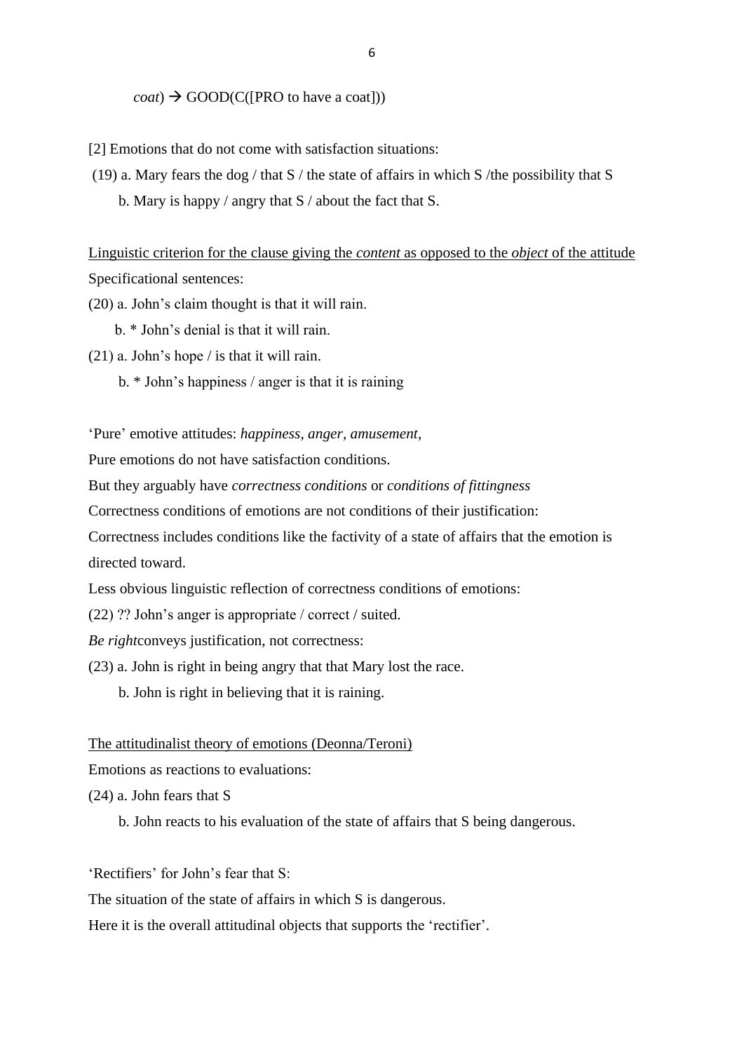*coat*) → GOOD(C([PRO to have a coat]))

[2] Emotions that do not come with satisfaction situations:

(19) a. Mary fears the dog / that S / the state of affairs in which S /the possibility that S

b. Mary is happy / angry that S / about the fact that S.

<u>Linguistic criterion for the clause giving the *content* as opposed to the *object* of the attitude</u>

Specificational sentences:

(20) a. John's claim thought is that it will rain.

b. * John's denial is that it will rain.

(21) a. John's hope / is that it will rain.

b. * John's happiness / anger is that it is raining

'Pure' emotive attitudes: *happiness*, *anger*, *amusement*,

Pure emotions do not have satisfaction conditions.

But they arguably have *correctness conditions* or *conditions of fittingness*

Correctness conditions of emotions are not conditions of their justification:

Correctness includes conditions like the factivity of a state of affairs that the emotion is directed toward.

Less obvious linguistic reflection of correctness conditions of emotions:

(22) ?? John's anger is appropriate / correct / suited.

*Be right*conveys justification, not correctness:

(23) a. John is right in being angry that that Mary lost the race.

b. John is right in believing that it is raining.

<u>The attitudinalist theory of emotions (Deonna/Teroni)</u>

Emotions as reactions to evaluations:

(24) a. John fears that S

b. John reacts to his evaluation of the state of affairs that S being dangerous.

'Rectifiers' for John's fear that S:

The situation of the state of affairs in which S is dangerous.

Here it is the overall attitudinal objects that supports the 'rectifier'.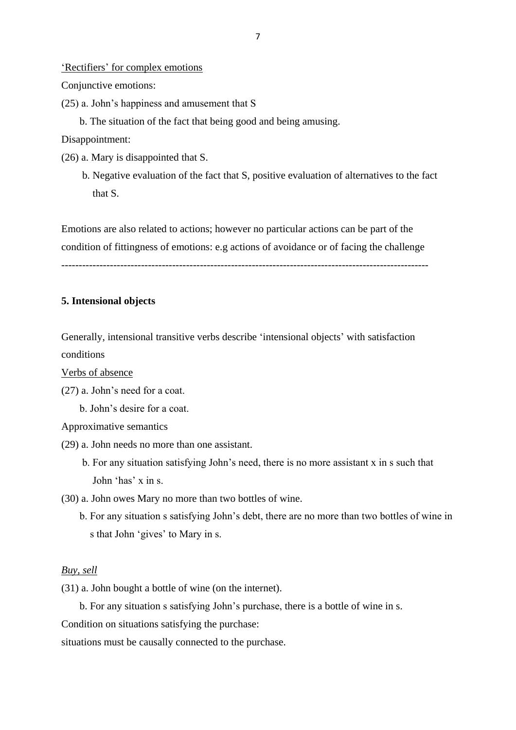'Rectifiers' for complex emotions

Conjunctive emotions:

(25) a. John's happiness and amusement that S

b. The situation of the fact that being good and being amusing.

Disappointment:

(26) a. Mary is disappointed that S.

b. Negative evaluation of the fact that S, positive evaluation of alternatives to the fact that S.

Emotions are also related to actions; however no particular actions can be part of the condition of fittingness of emotions: e.g actions of avoidance or of facing the challenge

---

**5. Intensional objects**

Generally, intensional transitive verbs describe 'intensional objects' with satisfaction conditions

Verbs of absence

(27) a. John's need for a coat.

b. John's desire for a coat.

Approximative semantics

(29) a. John needs no more than one assistant.

b. For any situation satisfying John's need, there is no more assistant x in s such that John 'has' x in s.

(30) a. John owes Mary no more than two bottles of wine.

b. For any situation s satisfying John's debt, there are no more than two bottles of wine in s that John 'gives' to Mary in s.

*Buy, sell*

(31) a. John bought a bottle of wine (on the internet).

b. For any situation s satisfying John's purchase, there is a bottle of wine in s.

Condition on situations satisfying the purchase:

situations must be causally connected to the purchase.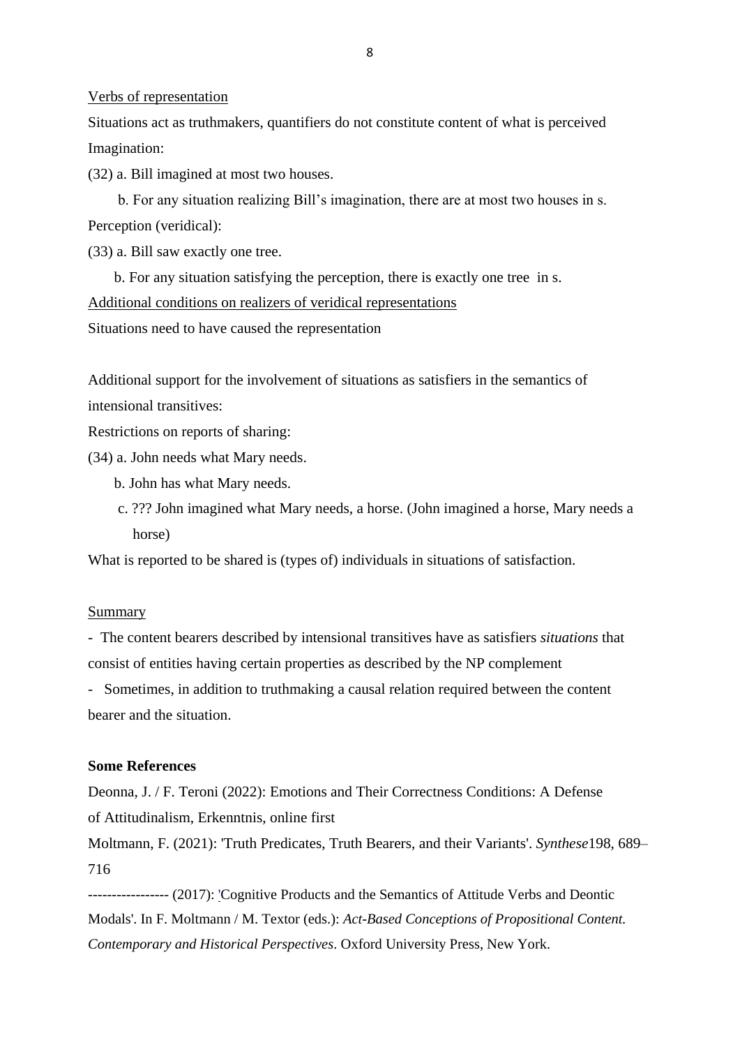Verbs of representation

Situations act as truthmakers, quantifiers do not constitute content of what is perceived

Imagination:

(32) a. Bill imagined at most two houses.

b. For any situation realizing Bill's imagination, there are at most two houses in s.

Perception (veridical):

(33) a. Bill saw exactly one tree.

b. For any situation satisfying the perception, there is exactly one tree in s.

Additional conditions on realizers of veridical representations

Situations need to have caused the representation

Additional support for the involvement of situations as satisfiers in the semantics of intensional transitives:

Restrictions on reports of sharing:

(34) a. John needs what Mary needs.

b. John has what Mary needs.

c. ??? John imagined what Mary needs, a horse. (John imagined a horse, Mary needs a horse)

What is reported to be shared is (types of) individuals in situations of satisfaction.

Summary

- The content bearers described by intensional transitives have as satisfiers *situations* that consist of entities having certain properties as described by the NP complement

- Sometimes, in addition to truthmaking a causal relation required between the content bearer and the situation.

**Some References**

Deonna, J. / F. Teroni (2022): Emotions and Their Correctness Conditions: A Defense of Attitudinalism, Erkenntnis, online first

Moltmann, F. (2021): 'Truth Predicates, Truth Bearers, and their Variants'. *Synthese*198, 689–716

----------------- (2017): 'Cognitive Products and the Semantics of Attitude Verbs and Deontic Modals'. In F. Moltmann / M. Textor (eds.): *Act-Based Conceptions of Propositional Content. Contemporary and Historical Perspectives*. Oxford University Press, New York.